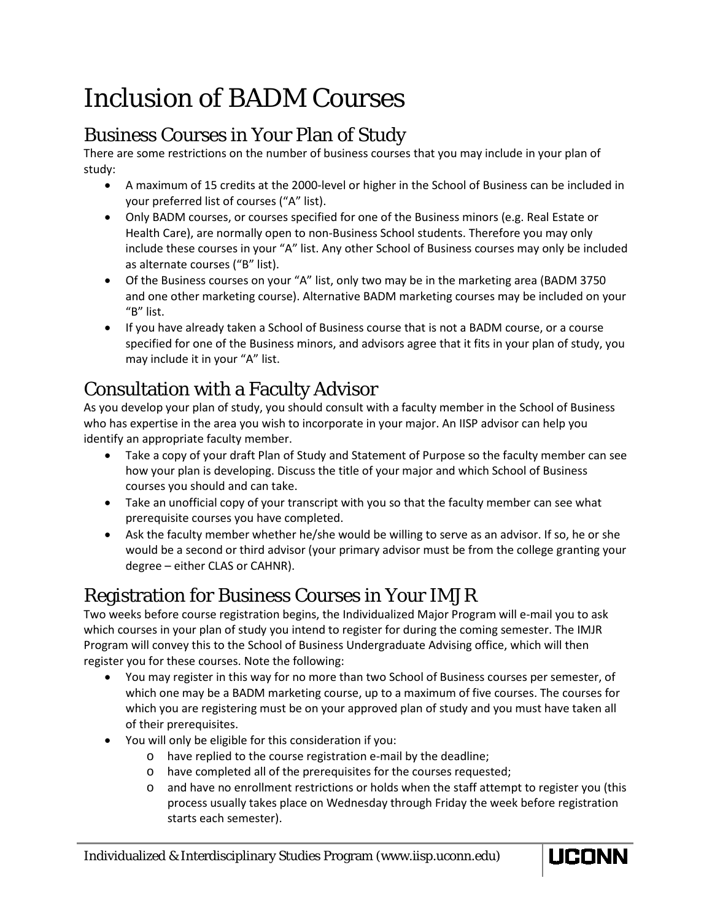# Inclusion of BADM Courses

## Business Courses in Your Plan of Study

There are some restrictions on the number of business courses that you may include in your plan of study:

- A maximum of 15 credits at the 2000-level or higher in the School of Business can be included in your preferred list of courses ("A" list).
- Only BADM courses, or courses specified for one of the Business minors (e.g. Real Estate or Health Care), are normally open to non-Business School students. Therefore you may only include these courses in your "A" list. Any other School of Business courses may only be included as alternate courses ("B" list).
- Of the Business courses on your "A" list, only two may be in the marketing area (BADM 3750 and one other marketing course). Alternative BADM marketing courses may be included on your "B" list.
- If you have already taken a School of Business course that is not a BADM course, or a course specified for one of the Business minors, and advisors agree that it fits in your plan of study, you may include it in your "A" list.

## Consultation with a Faculty Advisor

As you develop your plan of study, you should consult with a faculty member in the School of Business who has expertise in the area you wish to incorporate in your major. An IISP advisor can help you identify an appropriate faculty member.

- Take a copy of your draft Plan of Study and Statement of Purpose so the faculty member can see how your plan is developing. Discuss the title of your major and which School of Business courses you should and can take.
- Take an unofficial copy of your transcript with you so that the faculty member can see what prerequisite courses you have completed.
- Ask the faculty member whether he/she would be willing to serve as an advisor. If so, he or she would be a second or third advisor (your primary advisor must be from the college granting your degree – either CLAS or CAHNR).

## Registration for Business Courses in Your IMJR

Two weeks before course registration begins, the Individualized Major Program will e-mail you to ask which courses in your plan of study you intend to register for during the coming semester. The IMJR Program will convey this to the School of Business Undergraduate Advising office, which will then register you for these courses. Note the following:

- You may register in this way for no more than two School of Business courses per semester, of which one may be a BADM marketing course, up to a maximum of five courses. The courses for which you are registering must be on your approved plan of study and you must have taken all of their prerequisites.
- You will only be eligible for this consideration if you:
  - have replied to the course registration e-mail by the deadline;
  - have completed all of the prerequisites for the courses requested;
  - and have no enrollment restrictions or holds when the staff attempt to register you (this process usually takes place on Wednesday through Friday the week before registration starts each semester).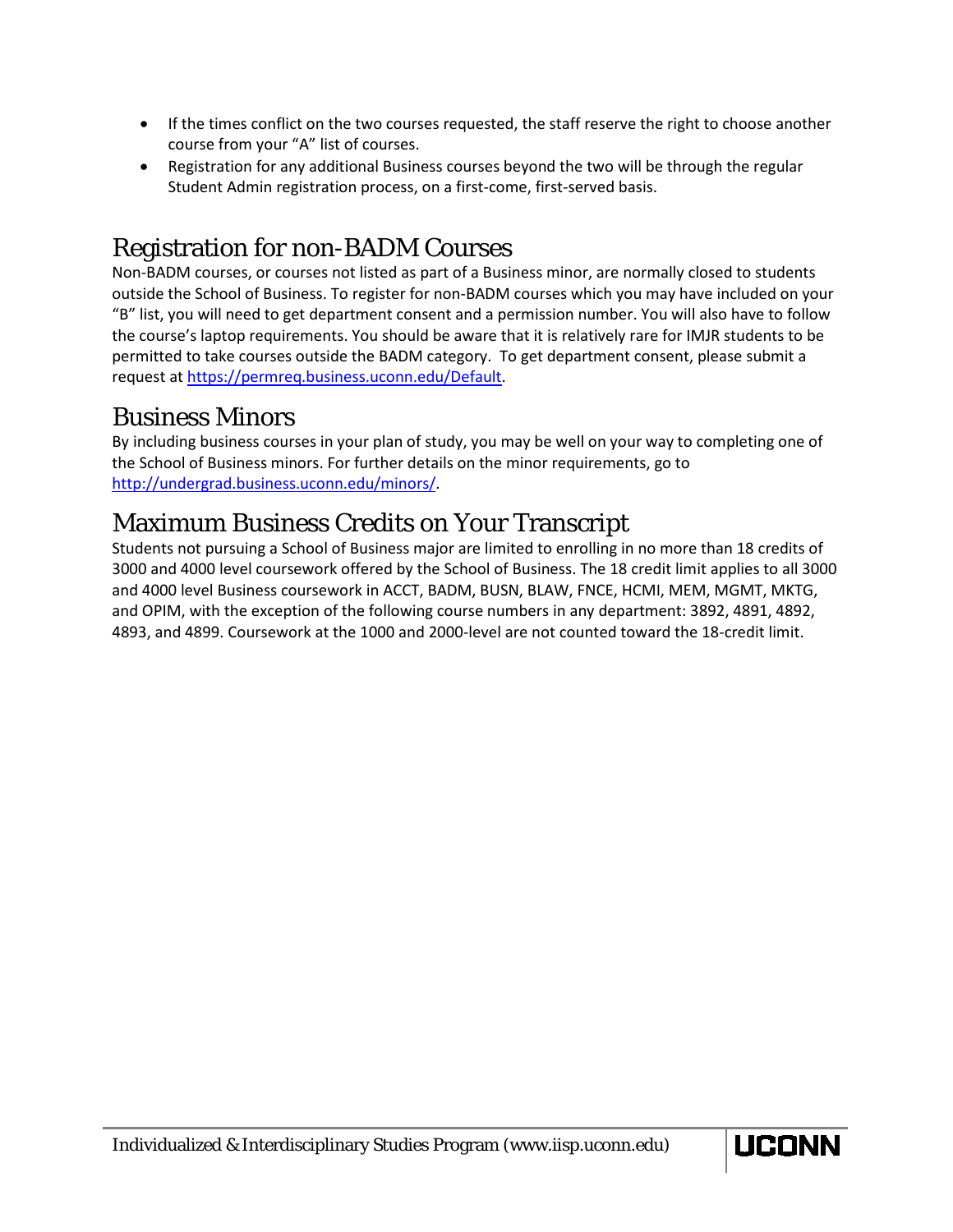- If the times conflict on the two courses requested, the staff reserve the right to choose another course from your "A" list of courses.
- Registration for any additional Business courses beyond the two will be through the regular Student Admin registration process, on a first-come, first-served basis.

## Registration for non-BADM Courses

Non-BADM courses, or courses not listed as part of a Business minor, are normally closed to students outside the School of Business. To register for non-BADM courses which you may have included on your "B" list, you will need to get department consent and a permission number. You will also have to follow the course's laptop requirements. You should be aware that it is relatively rare for IMJR students to be permitted to take courses outside the BADM category. To get department consent, please submit a request at https://permreq.business.uconn.edu/Default.

## Business Minors

By including business courses in your plan of study, you may be well on your way to completing one of the School of Business minors. For further details on the minor requirements, go to http://undergrad.business.uconn.edu/minors/.

## Maximum Business Credits on Your Transcript

Students not pursuing a School of Business major are limited to enrolling in no more than 18 credits of 3000 and 4000 level coursework offered by the School of Business. The 18 credit limit applies to all 3000 and 4000 level Business coursework in ACCT, BADM, BUSN, BLAW, FNCE, HCMI, MEM, MGMT, MKTG, and OPIM, with the exception of the following course numbers in any department: 3892, 4891, 4892, 4893, and 4899. Coursework at the 1000 and 2000-level are not counted toward the 18-credit limit.